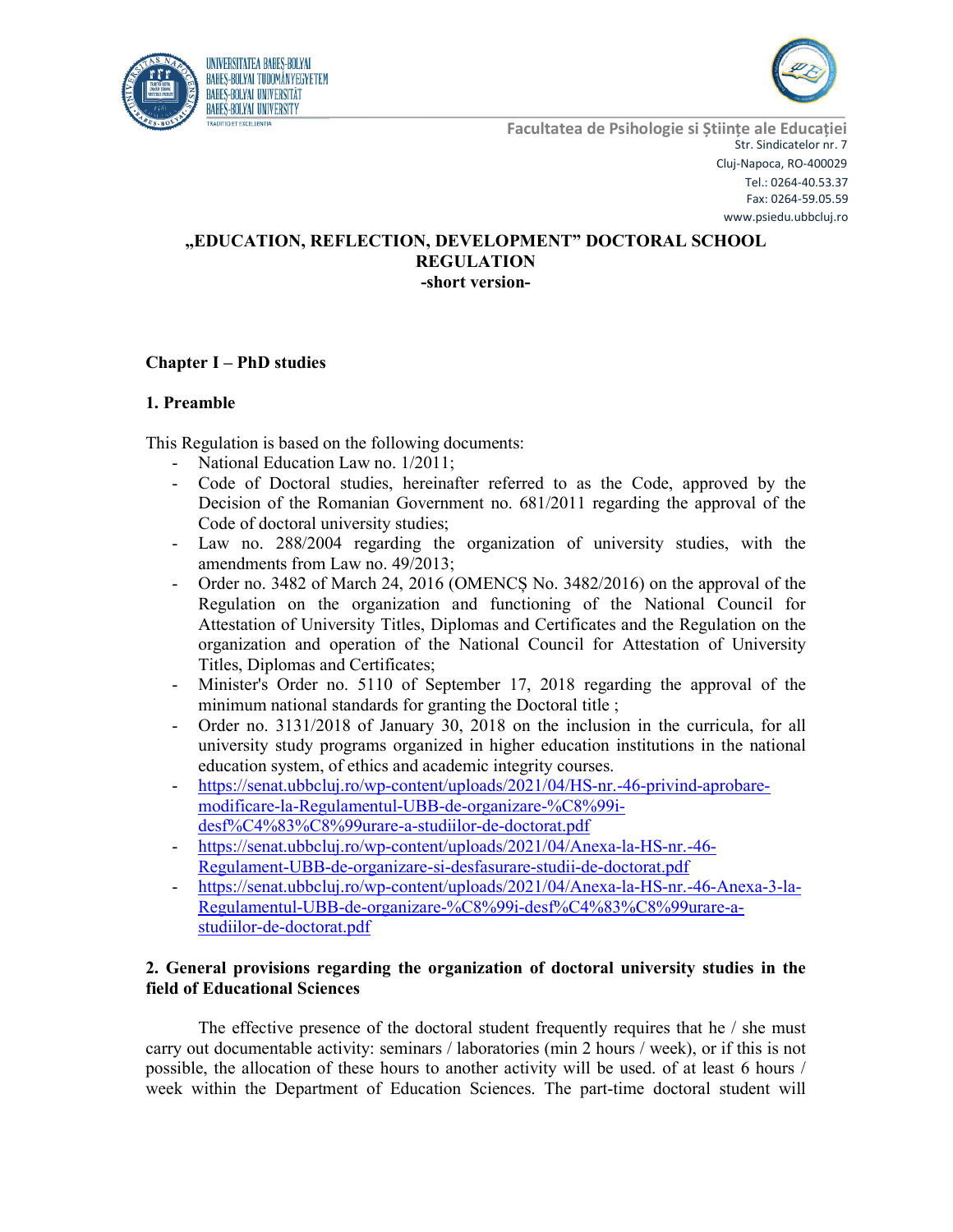Facultatea de Psihologie si Științe ale Educației
Str. Sindicatelor nr. 7
Cluj-Napoca, RO-400029
Tel.: 0264-40.53.37
Fax: 0264-59.05.59
www.psiedu.ubbcluj.ro

# „EDUCATION, REFLECTION, DEVELOPMENT" DOCTORAL SCHOOL REGULATION

**-short version-**

## Chapter I – PhD studies

### 1. Preamble

This Regulation is based on the following documents:

- National Education Law no. 1/2011;
- Code of Doctoral studies, hereinafter referred to as the Code, approved by the Decision of the Romanian Government no. 681/2011 regarding the approval of the Code of doctoral university studies;
- Law no. 288/2004 regarding the organization of university studies, with the amendments from Law no. 49/2013;
- Order no. 3482 of March 24, 2016 (OMENCȘ No. 3482/2016) on the approval of the Regulation on the organization and functioning of the National Council for Attestation of University Titles, Diplomas and Certificates and the Regulation on the organization and operation of the National Council for Attestation of University Titles, Diplomas and Certificates;
- Minister's Order no. 5110 of September 17, 2018 regarding the approval of the minimum national standards for granting the Doctoral title ;
- Order no. 3131/2018 of January 30, 2018 on the inclusion in the curricula, for all university study programs organized in higher education institutions in the national education system, of ethics and academic integrity courses.
- https://senat.ubbcluj.ro/wp-content/uploads/2021/04/HS-nr.-46-privind-aprobare-modificare-la-Regulamentul-UBB-de-organizare-%C8%99i-desf%C4%83%C8%99urare-a-studiilor-de-doctorat.pdf
- https://senat.ubbcluj.ro/wp-content/uploads/2021/04/Anexa-la-HS-nr.-46-Regulament-UBB-de-organizare-si-desfasurare-studii-de-doctorat.pdf
- https://senat.ubbcluj.ro/wp-content/uploads/2021/04/Anexa-la-HS-nr.-46-Anexa-3-la-Regulamentul-UBB-de-organizare-%C8%99i-desf%C4%83%C8%99urare-a-studiilor-de-doctorat.pdf

### 2. General provisions regarding the organization of doctoral university studies in the field of Educational Sciences

The effective presence of the doctoral student frequently requires that he / she must carry out documentable activity: seminars / laboratories (min 2 hours / week), or if this is not possible, the allocation of these hours to another activity will be used. of at least 6 hours / week within the Department of Education Sciences. The part-time doctoral student will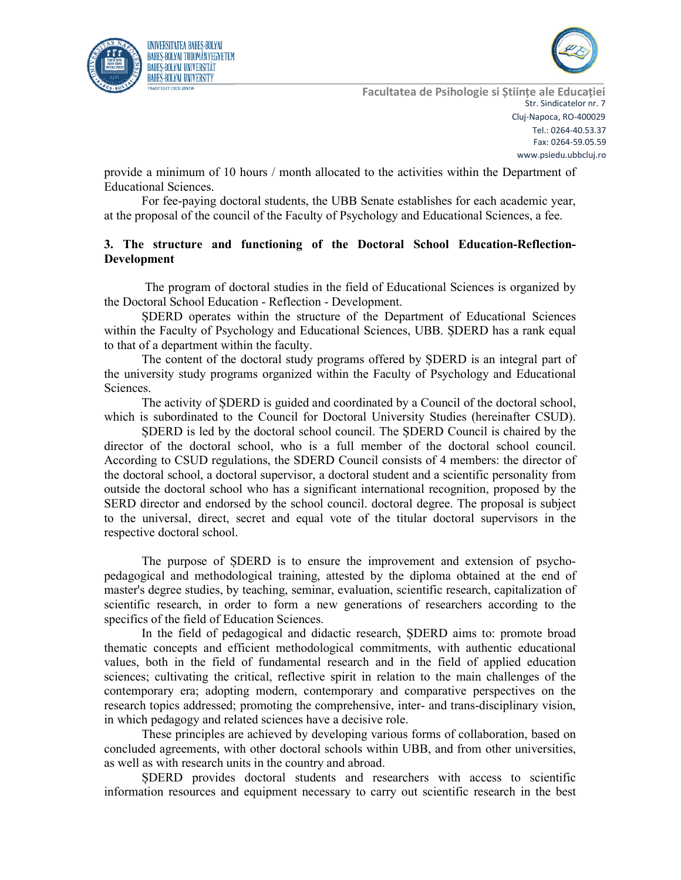provide a minimum of 10 hours / month allocated to the activities within the Department of Educational Sciences.

For fee-paying doctoral students, the UBB Senate establishes for each academic year, at the proposal of the council of the Faculty of Psychology and Educational Sciences, a fee.

### 3. The structure and functioning of the Doctoral School Education-Reflection-Development

The program of doctoral studies in the field of Educational Sciences is organized by the Doctoral School Education - Reflection - Development.

ȘDERD operates within the structure of the Department of Educational Sciences within the Faculty of Psychology and Educational Sciences, UBB. ȘDERD has a rank equal to that of a department within the faculty.

The content of the doctoral study programs offered by ȘDERD is an integral part of the university study programs organized within the Faculty of Psychology and Educational Sciences.

The activity of ȘDERD is guided and coordinated by a Council of the doctoral school, which is subordinated to the Council for Doctoral University Studies (hereinafter CSUD).

ȘDERD is led by the doctoral school council. The ȘDERD Council is chaired by the director of the doctoral school, who is a full member of the doctoral school council. According to CSUD regulations, the SDERD Council consists of 4 members: the director of the doctoral school, a doctoral supervisor, a doctoral student and a scientific personality from outside the doctoral school who has a significant international recognition, proposed by the SERD director and endorsed by the school council. doctoral degree. The proposal is subject to the universal, direct, secret and equal vote of the titular doctoral supervisors in the respective doctoral school.

The purpose of ȘDERD is to ensure the improvement and extension of psycho-pedagogical and methodological training, attested by the diploma obtained at the end of master's degree studies, by teaching, seminar, evaluation, scientific research, capitalization of scientific research, in order to form a new generations of researchers according to the specifics of the field of Education Sciences.

In the field of pedagogical and didactic research, ȘDERD aims to: promote broad thematic concepts and efficient methodological commitments, with authentic educational values, both in the field of fundamental research and in the field of applied education sciences; cultivating the critical, reflective spirit in relation to the main challenges of the contemporary era; adopting modern, contemporary and comparative perspectives on the research topics addressed; promoting the comprehensive, inter- and trans-disciplinary vision, in which pedagogy and related sciences have a decisive role.

These principles are achieved by developing various forms of collaboration, based on concluded agreements, with other doctoral schools within UBB, and from other universities, as well as with research units in the country and abroad.

ȘDERD provides doctoral students and researchers with access to scientific information resources and equipment necessary to carry out scientific research in the best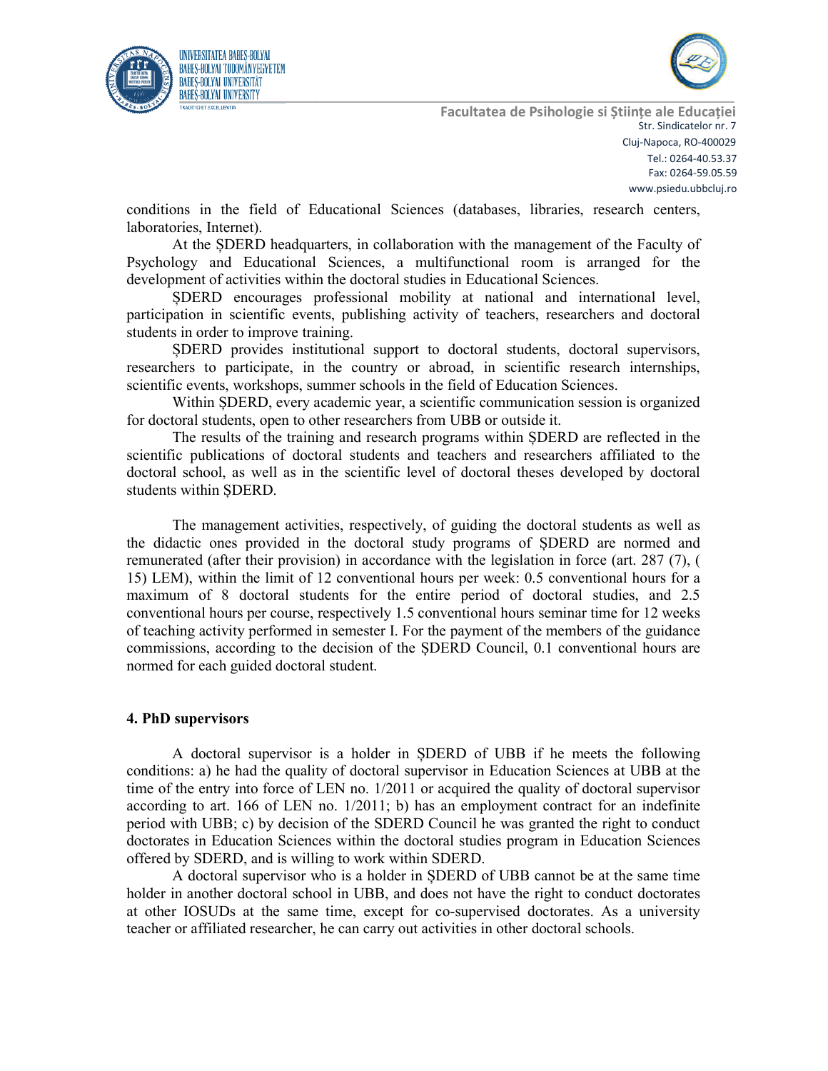conditions in the field of Educational Sciences (databases, libraries, research centers, laboratories, Internet).

At the ȘDERD headquarters, in collaboration with the management of the Faculty of Psychology and Educational Sciences, a multifunctional room is arranged for the development of activities within the doctoral studies in Educational Sciences.

ȘDERD encourages professional mobility at national and international level, participation in scientific events, publishing activity of teachers, researchers and doctoral students in order to improve training.

ȘDERD provides institutional support to doctoral students, doctoral supervisors, researchers to participate, in the country or abroad, in scientific research internships, scientific events, workshops, summer schools in the field of Education Sciences.

Within ȘDERD, every academic year, a scientific communication session is organized for doctoral students, open to other researchers from UBB or outside it.

The results of the training and research programs within ȘDERD are reflected in the scientific publications of doctoral students and teachers and researchers affiliated to the doctoral school, as well as in the scientific level of doctoral theses developed by doctoral students within ȘDERD.

The management activities, respectively, of guiding the doctoral students as well as the didactic ones provided in the doctoral study programs of ȘDERD are normed and remunerated (after their provision) in accordance with the legislation in force (art. 287 (7), ( 15) LEM), within the limit of 12 conventional hours per week: 0.5 conventional hours for a maximum of 8 doctoral students for the entire period of doctoral studies, and 2.5 conventional hours per course, respectively 1.5 conventional hours seminar time for 12 weeks of teaching activity performed in semester I. For the payment of the members of the guidance commissions, according to the decision of the ȘDERD Council, 0.1 conventional hours are normed for each guided doctoral student.

**4. PhD supervisors**

A doctoral supervisor is a holder in ȘDERD of UBB if he meets the following conditions: a) he had the quality of doctoral supervisor in Education Sciences at UBB at the time of the entry into force of LEN no. 1/2011 or acquired the quality of doctoral supervisor according to art. 166 of LEN no. 1/2011; b) has an employment contract for an indefinite period with UBB; c) by decision of the SDERD Council he was granted the right to conduct doctorates in Education Sciences within the doctoral studies program in Education Sciences offered by SDERD, and is willing to work within SDERD.

A doctoral supervisor who is a holder in ȘDERD of UBB cannot be at the same time holder in another doctoral school in UBB, and does not have the right to conduct doctorates at other IOSUDs at the same time, except for co-supervised doctorates. As a university teacher or affiliated researcher, he can carry out activities in other doctoral schools.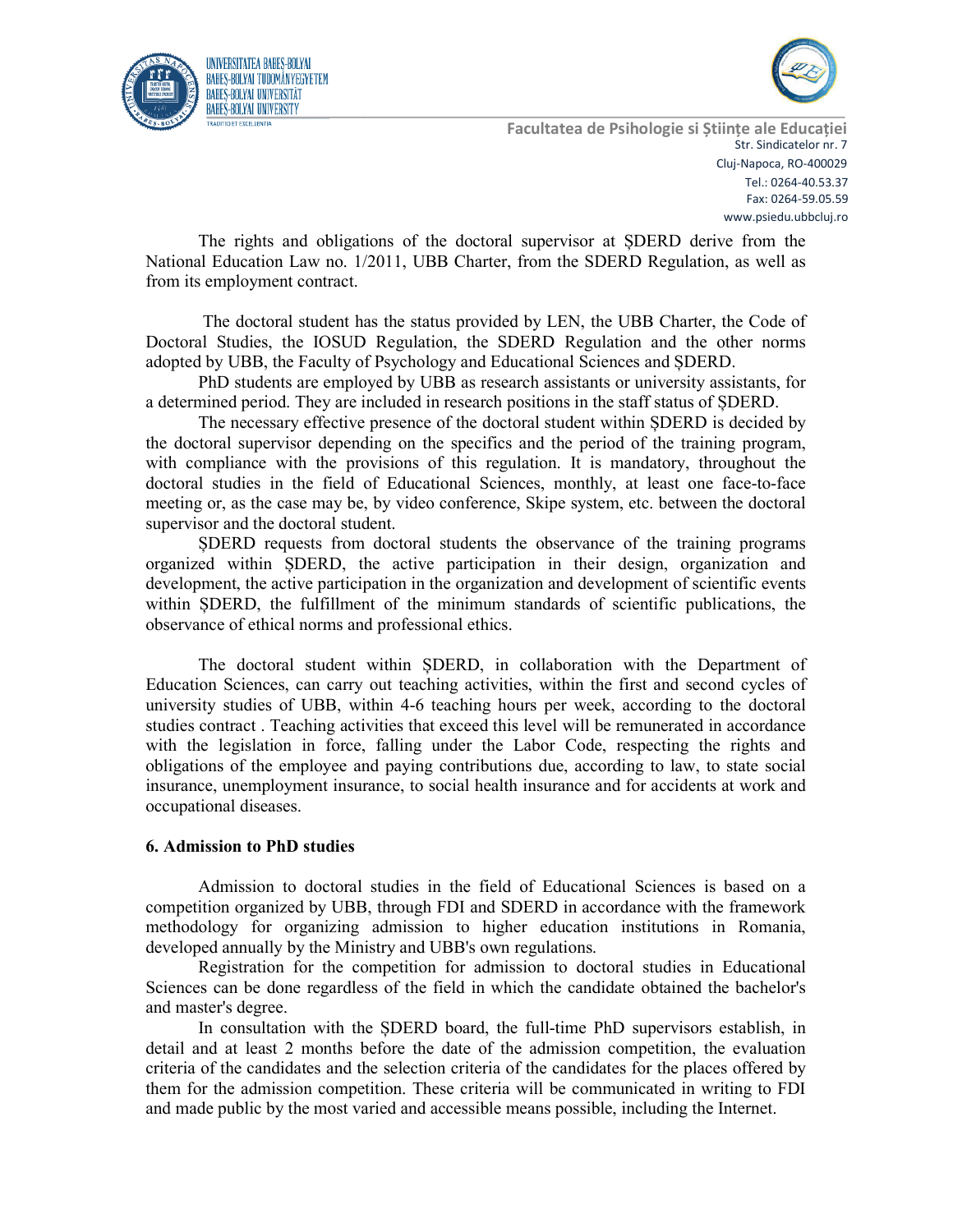The rights and obligations of the doctoral supervisor at ȘDERD derive from the National Education Law no. 1/2011, UBB Charter, from the SDERD Regulation, as well as from its employment contract.

The doctoral student has the status provided by LEN, the UBB Charter, the Code of Doctoral Studies, the IOSUD Regulation, the SDERD Regulation and the other norms adopted by UBB, the Faculty of Psychology and Educational Sciences and ȘDERD.

PhD students are employed by UBB as research assistants or university assistants, for a determined period. They are included in research positions in the staff status of ȘDERD.

The necessary effective presence of the doctoral student within ȘDERD is decided by the doctoral supervisor depending on the specifics and the period of the training program, with compliance with the provisions of this regulation. It is mandatory, throughout the doctoral studies in the field of Educational Sciences, monthly, at least one face-to-face meeting or, as the case may be, by video conference, Skipe system, etc. between the doctoral supervisor and the doctoral student.

ȘDERD requests from doctoral students the observance of the training programs organized within ȘDERD, the active participation in their design, organization and development, the active participation in the organization and development of scientific events within ȘDERD, the fulfillment of the minimum standards of scientific publications, the observance of ethical norms and professional ethics.

The doctoral student within ȘDERD, in collaboration with the Department of Education Sciences, can carry out teaching activities, within the first and second cycles of university studies of UBB, within 4-6 teaching hours per week, according to the doctoral studies contract . Teaching activities that exceed this level will be remunerated in accordance with the legislation in force, falling under the Labor Code, respecting the rights and obligations of the employee and paying contributions due, according to law, to state social insurance, unemployment insurance, to social health insurance and for accidents at work and occupational diseases.

**6. Admission to PhD studies**

Admission to doctoral studies in the field of Educational Sciences is based on a competition organized by UBB, through FDI and SDERD in accordance with the framework methodology for organizing admission to higher education institutions in Romania, developed annually by the Ministry and UBB's own regulations.

Registration for the competition for admission to doctoral studies in Educational Sciences can be done regardless of the field in which the candidate obtained the bachelor's and master's degree.

In consultation with the ȘDERD board, the full-time PhD supervisors establish, in detail and at least 2 months before the date of the admission competition, the evaluation criteria of the candidates and the selection criteria of the candidates for the places offered by them for the admission competition. These criteria will be communicated in writing to FDI and made public by the most varied and accessible means possible, including the Internet.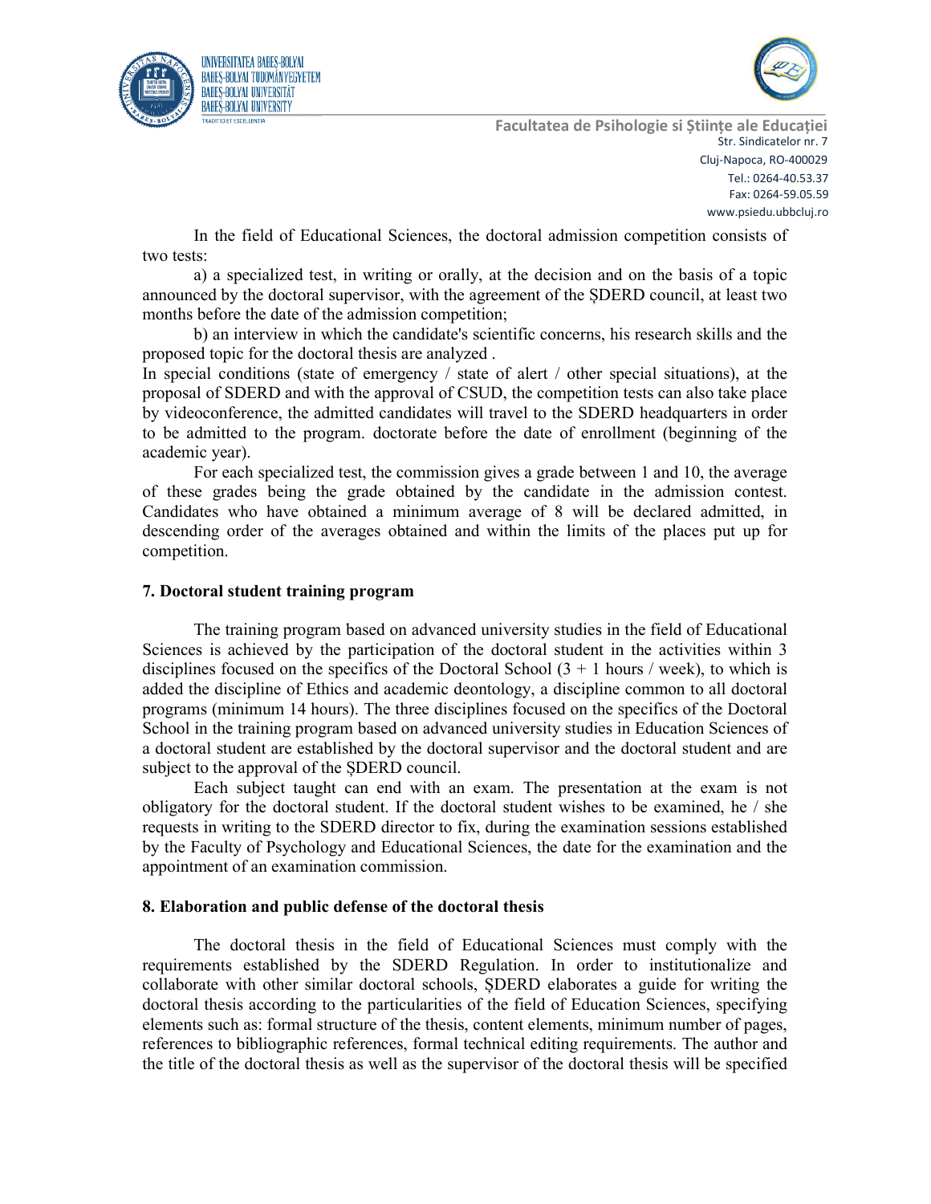In the field of Educational Sciences, the doctoral admission competition consists of two tests:

a) a specialized test, in writing or orally, at the decision and on the basis of a topic announced by the doctoral supervisor, with the agreement of the ȘDERD council, at least two months before the date of the admission competition;

b) an interview in which the candidate's scientific concerns, his research skills and the proposed topic for the doctoral thesis are analyzed .

In special conditions (state of emergency / state of alert / other special situations), at the proposal of SDERD and with the approval of CSUD, the competition tests can also take place by videoconference, the admitted candidates will travel to the SDERD headquarters in order to be admitted to the program. doctorate before the date of enrollment (beginning of the academic year).

For each specialized test, the commission gives a grade between 1 and 10, the average of these grades being the grade obtained by the candidate in the admission contest. Candidates who have obtained a minimum average of 8 will be declared admitted, in descending order of the averages obtained and within the limits of the places put up for competition.

## 7. Doctoral student training program

The training program based on advanced university studies in the field of Educational Sciences is achieved by the participation of the doctoral student in the activities within 3 disciplines focused on the specifics of the Doctoral School (3 + 1 hours / week), to which is added the discipline of Ethics and academic deontology, a discipline common to all doctoral programs (minimum 14 hours). The three disciplines focused on the specifics of the Doctoral School in the training program based on advanced university studies in Education Sciences of a doctoral student are established by the doctoral supervisor and the doctoral student and are subject to the approval of the ȘDERD council.

Each subject taught can end with an exam. The presentation at the exam is not obligatory for the doctoral student. If the doctoral student wishes to be examined, he / she requests in writing to the SDERD director to fix, during the examination sessions established by the Faculty of Psychology and Educational Sciences, the date for the examination and the appointment of an examination commission.

## 8. Elaboration and public defense of the doctoral thesis

The doctoral thesis in the field of Educational Sciences must comply with the requirements established by the SDERD Regulation. In order to institutionalize and collaborate with other similar doctoral schools, ȘDERD elaborates a guide for writing the doctoral thesis according to the particularities of the field of Education Sciences, specifying elements such as: formal structure of the thesis, content elements, minimum number of pages, references to bibliographic references, formal technical editing requirements. The author and the title of the doctoral thesis as well as the supervisor of the doctoral thesis will be specified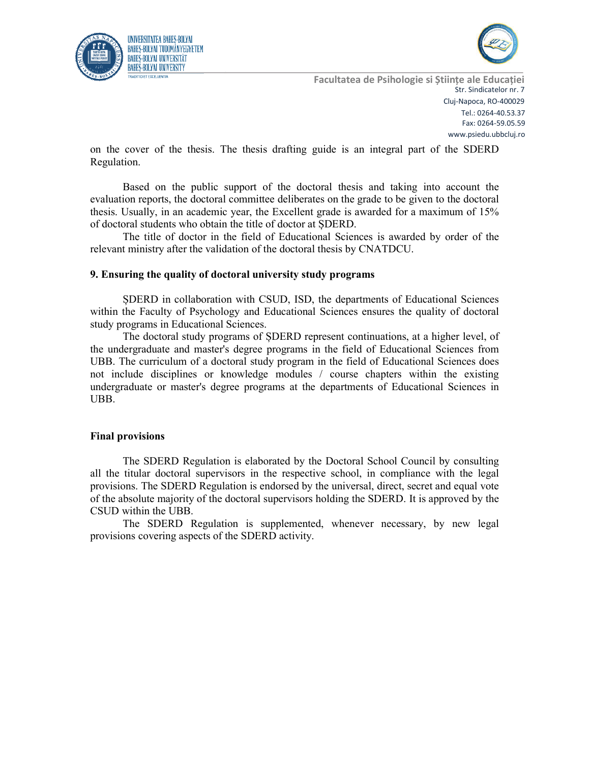on the cover of the thesis. The thesis drafting guide is an integral part of the SDERD Regulation.

Based on the public support of the doctoral thesis and taking into account the evaluation reports, the doctoral committee deliberates on the grade to be given to the doctoral thesis. Usually, in an academic year, the Excellent grade is awarded for a maximum of 15% of doctoral students who obtain the title of doctor at ȘDERD.

The title of doctor in the field of Educational Sciences is awarded by order of the relevant ministry after the validation of the doctoral thesis by CNATDCU.

### 9. Ensuring the quality of doctoral university study programs

ȘDERD in collaboration with CSUD, ISD, the departments of Educational Sciences within the Faculty of Psychology and Educational Sciences ensures the quality of doctoral study programs in Educational Sciences.

The doctoral study programs of ȘDERD represent continuations, at a higher level, of the undergraduate and master's degree programs in the field of Educational Sciences from UBB. The curriculum of a doctoral study program in the field of Educational Sciences does not include disciplines or knowledge modules / course chapters within the existing undergraduate or master's degree programs at the departments of Educational Sciences in UBB.

### Final provisions

The SDERD Regulation is elaborated by the Doctoral School Council by consulting all the titular doctoral supervisors in the respective school, in compliance with the legal provisions. The SDERD Regulation is endorsed by the universal, direct, secret and equal vote of the absolute majority of the doctoral supervisors holding the SDERD. It is approved by the CSUD within the UBB.

The SDERD Regulation is supplemented, whenever necessary, by new legal provisions covering aspects of the SDERD activity.